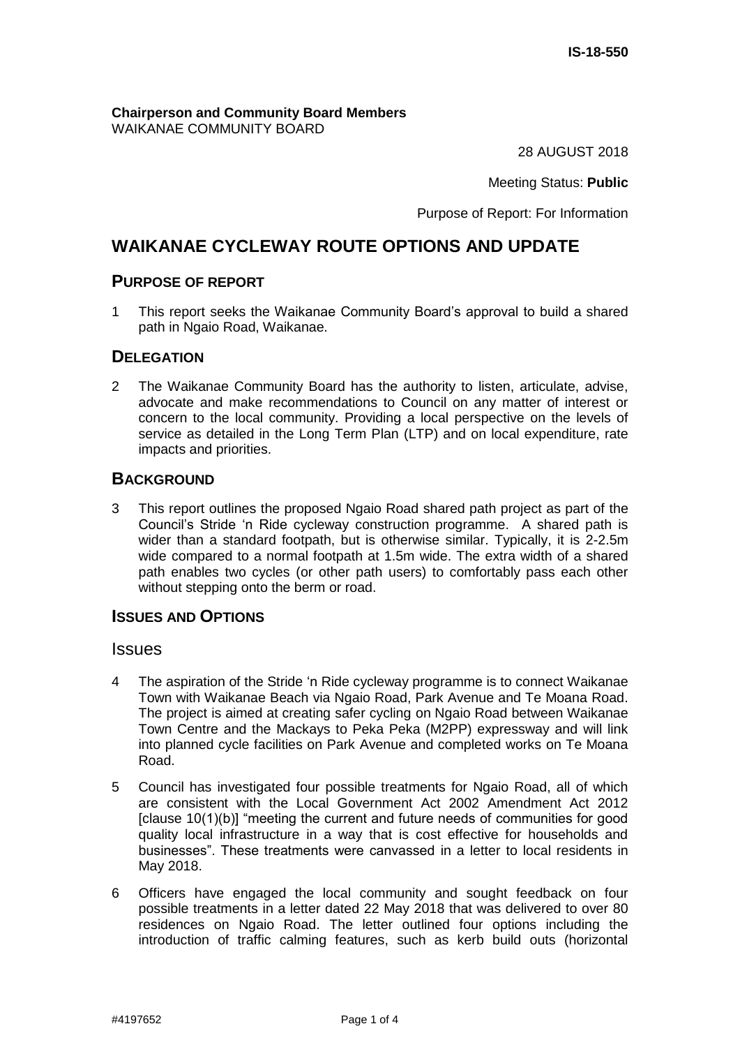**IS-18-550**

**Chairperson and Community Board Members**
WAIKANAE COMMUNITY BOARD

28 AUGUST 2018

Meeting Status: **Public**

Purpose of Report: For Information

# WAIKANAE CYCLEWAY ROUTE OPTIONS AND UPDATE

## PURPOSE OF REPORT

1 This report seeks the Waikanae Community Board's approval to build a shared path in Ngaio Road, Waikanae.

## DELEGATION

2 The Waikanae Community Board has the authority to listen, articulate, advise, advocate and make recommendations to Council on any matter of interest or concern to the local community. Providing a local perspective on the levels of service as detailed in the Long Term Plan (LTP) and on local expenditure, rate impacts and priorities.

## BACKGROUND

3 This report outlines the proposed Ngaio Road shared path project as part of the Council's Stride 'n Ride cycleway construction programme. A shared path is wider than a standard footpath, but is otherwise similar. Typically, it is 2-2.5m wide compared to a normal footpath at 1.5m wide. The extra width of a shared path enables two cycles (or other path users) to comfortably pass each other without stepping onto the berm or road.

## ISSUES AND OPTIONS

### Issues

4 The aspiration of the Stride 'n Ride cycleway programme is to connect Waikanae Town with Waikanae Beach via Ngaio Road, Park Avenue and Te Moana Road. The project is aimed at creating safer cycling on Ngaio Road between Waikanae Town Centre and the Mackays to Peka Peka (M2PP) expressway and will link into planned cycle facilities on Park Avenue and completed works on Te Moana Road.

5 Council has investigated four possible treatments for Ngaio Road, all of which are consistent with the Local Government Act 2002 Amendment Act 2012 [clause 10(1)(b)] "meeting the current and future needs of communities for good quality local infrastructure in a way that is cost effective for households and businesses". These treatments were canvassed in a letter to local residents in May 2018.

6 Officers have engaged the local community and sought feedback on four possible treatments in a letter dated 22 May 2018 that was delivered to over 80 residences on Ngaio Road. The letter outlined four options including the introduction of traffic calming features, such as kerb build outs (horizontal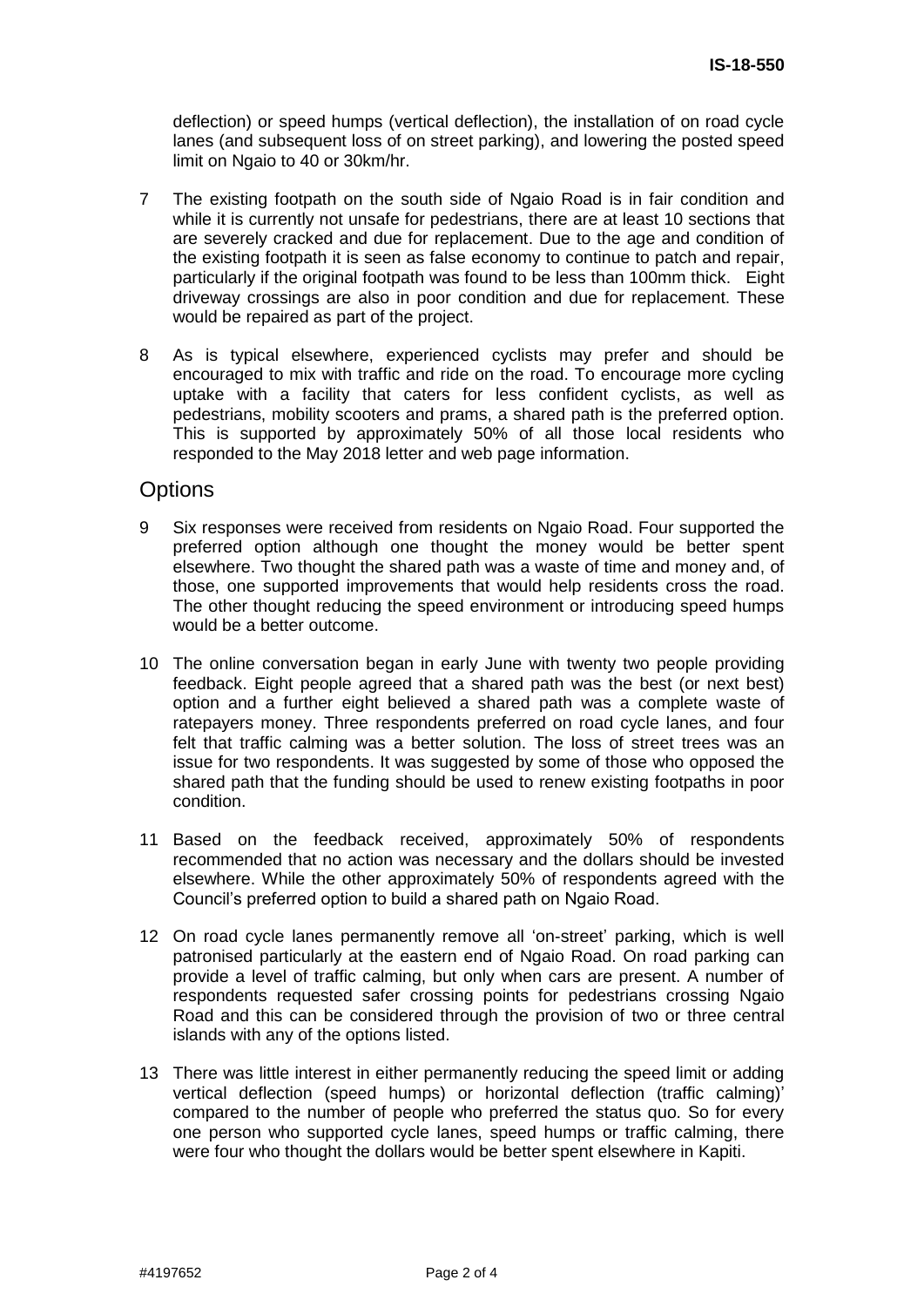deflection) or speed humps (vertical deflection), the installation of on road cycle lanes (and subsequent loss of on street parking), and lowering the posted speed limit on Ngaio to 40 or 30km/hr.

7 The existing footpath on the south side of Ngaio Road is in fair condition and while it is currently not unsafe for pedestrians, there are at least 10 sections that are severely cracked and due for replacement. Due to the age and condition of the existing footpath it is seen as false economy to continue to patch and repair, particularly if the original footpath was found to be less than 100mm thick. Eight driveway crossings are also in poor condition and due for replacement. These would be repaired as part of the project.

8 As is typical elsewhere, experienced cyclists may prefer and should be encouraged to mix with traffic and ride on the road. To encourage more cycling uptake with a facility that caters for less confident cyclists, as well as pedestrians, mobility scooters and prams, a shared path is the preferred option. This is supported by approximately 50% of all those local residents who responded to the May 2018 letter and web page information.

## Options

9 Six responses were received from residents on Ngaio Road. Four supported the preferred option although one thought the money would be better spent elsewhere. Two thought the shared path was a waste of time and money and, of those, one supported improvements that would help residents cross the road. The other thought reducing the speed environment or introducing speed humps would be a better outcome.

10 The online conversation began in early June with twenty two people providing feedback. Eight people agreed that a shared path was the best (or next best) option and a further eight believed a shared path was a complete waste of ratepayers money. Three respondents preferred on road cycle lanes, and four felt that traffic calming was a better solution. The loss of street trees was an issue for two respondents. It was suggested by some of those who opposed the shared path that the funding should be used to renew existing footpaths in poor condition.

11 Based on the feedback received, approximately 50% of respondents recommended that no action was necessary and the dollars should be invested elsewhere. While the other approximately 50% of respondents agreed with the Council's preferred option to build a shared path on Ngaio Road.

12 On road cycle lanes permanently remove all 'on-street' parking, which is well patronised particularly at the eastern end of Ngaio Road. On road parking can provide a level of traffic calming, but only when cars are present. A number of respondents requested safer crossing points for pedestrians crossing Ngaio Road and this can be considered through the provision of two or three central islands with any of the options listed.

13 There was little interest in either permanently reducing the speed limit or adding vertical deflection (speed humps) or horizontal deflection (traffic calming)' compared to the number of people who preferred the status quo. So for every one person who supported cycle lanes, speed humps or traffic calming, there were four who thought the dollars would be better spent elsewhere in Kapiti.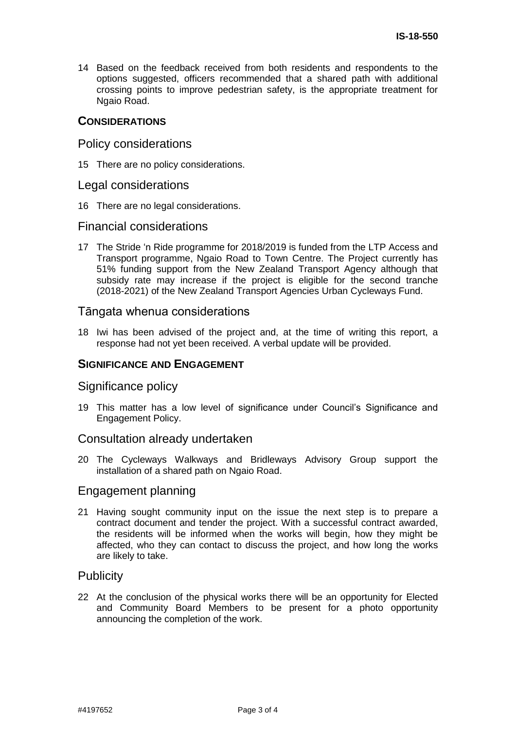14 Based on the feedback received from both residents and respondents to the options suggested, officers recommended that a shared path with additional crossing points to improve pedestrian safety, is the appropriate treatment for Ngaio Road.

## CONSIDERATIONS

### Policy considerations

15 There are no policy considerations.

### Legal considerations

16 There are no legal considerations.

### Financial considerations

17 The Stride 'n Ride programme for 2018/2019 is funded from the LTP Access and Transport programme, Ngaio Road to Town Centre. The Project currently has 51% funding support from the New Zealand Transport Agency although that subsidy rate may increase if the project is eligible for the second tranche (2018-2021) of the New Zealand Transport Agencies Urban Cycleways Fund.

### Tāngata whenua considerations

18 Iwi has been advised of the project and, at the time of writing this report, a response had not yet been received. A verbal update will be provided.

## SIGNIFICANCE AND ENGAGEMENT

### Significance policy

19 This matter has a low level of significance under Council's Significance and Engagement Policy.

### Consultation already undertaken

20 The Cycleways Walkways and Bridleways Advisory Group support the installation of a shared path on Ngaio Road.

### Engagement planning

21 Having sought community input on the issue the next step is to prepare a contract document and tender the project. With a successful contract awarded, the residents will be informed when the works will begin, how they might be affected, who they can contact to discuss the project, and how long the works are likely to take.

### Publicity

22 At the conclusion of the physical works there will be an opportunity for Elected and Community Board Members to be present for a photo opportunity announcing the completion of the work.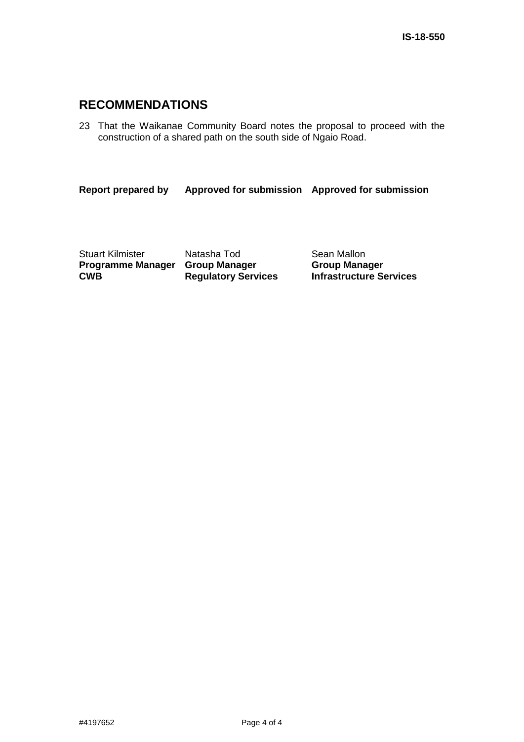IS-18-550

## RECOMMENDATIONS

23 That the Waikanae Community Board notes the proposal to proceed with the construction of a shared path on the south side of Ngaio Road.

| Report prepared by | Approved for submission | Approved for submission |
|---|---|---|
| Stuart Kilmister<br>**Programme Manager CWB** | Natasha Tod<br>**Group Manager Regulatory Services** | Sean Mallon<br>**Group Manager Infrastructure Services** |

#4197652